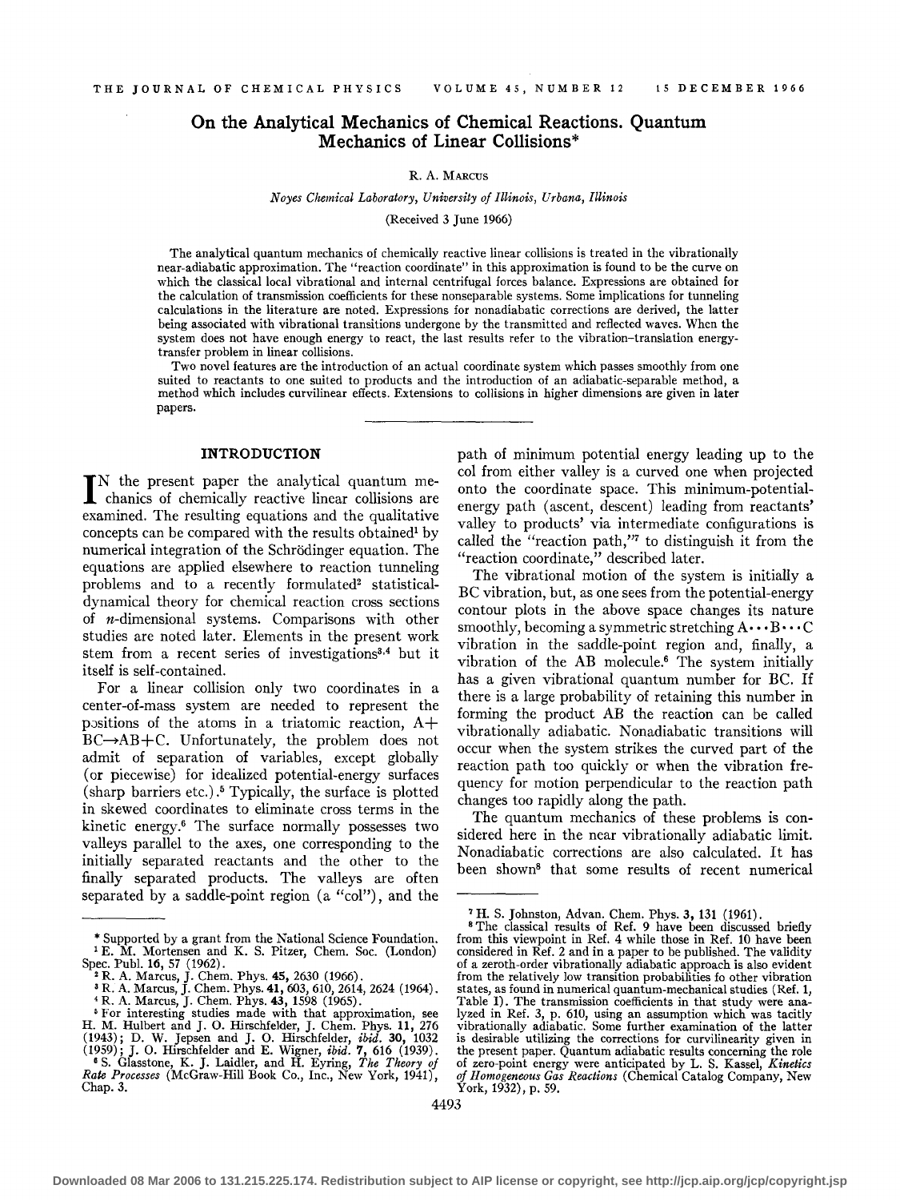# On the Analytical Mechanics of Chemical Reactions. Quantum Mechanics of Linear Collisions*

R. A. Marcus

*Noyes Chemical Laboratory, University of Illinois, Urbana, Illinois*

(Received 3 June 1966)

The analytical quantum mechanics of chemically reactive linear collisions is treated in the vibrationally near-adiabatic approximation. The "reaction coordinate" in this approximation is found to be the curve on which the classical local vibrational and internal centrifugal forces balance. Expressions are obtained for the calculation of transmission coefficients for these nonseparable systems. Some implications for tunneling calculations in the literature are noted. Expressions for nonadiabatic corrections are derived, the latter being associated with vibrational transitions undergone by the transmitted and reflected waves. When the system does not have enough energy to react, the last results refer to the vibration–translation energy-transfer problem in linear collisions.

Two novel features are the introduction of an actual coordinate system which passes smoothly from one suited to reactants to one suited to products and the introduction of an adiabatic-separable method, a method which includes curvilinear effects. Extensions to collisions in higher dimensions are given in later papers.

## INTRODUCTION

In the present paper the analytical quantum mechanics of chemically reactive linear collisions are examined. The resulting equations and the qualitative concepts can be compared with the results obtained[1] by numerical integration of the Schrödinger equation. The equations are applied elsewhere to reaction tunneling problems and to a recently formulated[2] statistical-dynamical theory for chemical reaction cross sections of $n$-dimensional systems. Comparisons with other studies are noted later. Elements in the present work stem from a recent series of investigations[3,4] but it itself is self-contained.

For a linear collision only two coordinates in a center-of-mass system are needed to represent the positions of the atoms in a triatomic reaction, A+BC→AB+C. Unfortunately, the problem does not admit of separation of variables, except globally (or piecewise) for idealized potential-energy surfaces (sharp barriers etc.).[5] Typically, the surface is plotted in skewed coordinates to eliminate cross terms in the kinetic energy.[6] The surface normally possesses two valleys parallel to the axes, one corresponding to the initially separated reactants and the other to the finally separated products. The valleys are often separated by a saddle-point region (a "col"), and the path of minimum potential energy leading up to the col from either valley is a curved one when projected onto the coordinate space. This minimum-potential-energy path (ascent, descent) leading from reactants' valley to products' via intermediate configurations is called the "reaction path,"[7] to distinguish it from the "reaction coordinate," described later.

The vibrational motion of the system is initially a BC vibration, but, as one sees from the potential-energy contour plots in the above space changes its nature smoothly, becoming a symmetric stretching A···B···C vibration in the saddle-point region and, finally, a vibration of the AB molecule.[6] The system initially has a given vibrational quantum number for BC. If there is a large probability of retaining this number in forming the product AB the reaction can be called vibrationally adiabatic. Nonadiabatic transitions will occur when the system strikes the curved part of the reaction path too quickly or when the vibration frequency for motion perpendicular to the reaction path changes too rapidly along the path.

The quantum mechanics of these problems is considered here in the near vibrationally adiabatic limit. Nonadiabatic corrections are also calculated. It has been shown[8] that some results of recent numerical

---

\* Supported by a grant from the National Science Foundation.

[1] E. M. Mortensen and K. S. Pitzer, Chem. Soc. (London) Spec. Publ. 16, 57 (1962).

[2] R. A. Marcus, J. Chem. Phys. 45, 2630 (1966).

[3] R. A. Marcus, J. Chem. Phys. 41, 603, 610, 2614, 2624 (1964).

[4] R. A. Marcus, J. Chem. Phys. 43, 1598 (1965).

[5] For interesting studies made with that approximation, see H. M. Hulbert and J. O. Hirschfelder, J. Chem. Phys. 11, 276 (1943); D. W. Jepsen and J. O. Hirschfelder, *ibid.* 30, 1032 (1959); J. O. Hirschfelder and E. Wigner, *ibid.* 7, 616 (1939).

[6] S. Glasstone, K. J. Laidler, and H. Eyring, *The Theory of Rate Processes* (McGraw-Hill Book Co., Inc., New York, 1941), Chap. 3.

[7] H. S. Johnston, Advan. Chem. Phys. 3, 131 (1961).

[8] The classical results of Ref. 9 have been discussed briefly from this viewpoint in Ref. 4 while those in Ref. 10 have been considered in Ref. 2 and in a paper to be published. The validity of a zeroth-order vibrationally adiabatic approach is also evident from the relatively low transition probabilities fo other vibration states, as found in numerical quantum-mechanical studies (Ref. 1, Table I). The transmission coefficients in that study were analyzed in Ref. 3, p. 610, using an assumption which was tacitly vibrationally adiabatic. Some further examination of the latter is desirable utilizing the corrections for curvilinearity given in the present paper. Quantum adiabatic results concerning the role of zero-point energy were anticipated by L. S. Kassel, *Kinetics of Homogeneous Gas Reactions* (Chemical Catalog Company, New York, 1932), p. 59.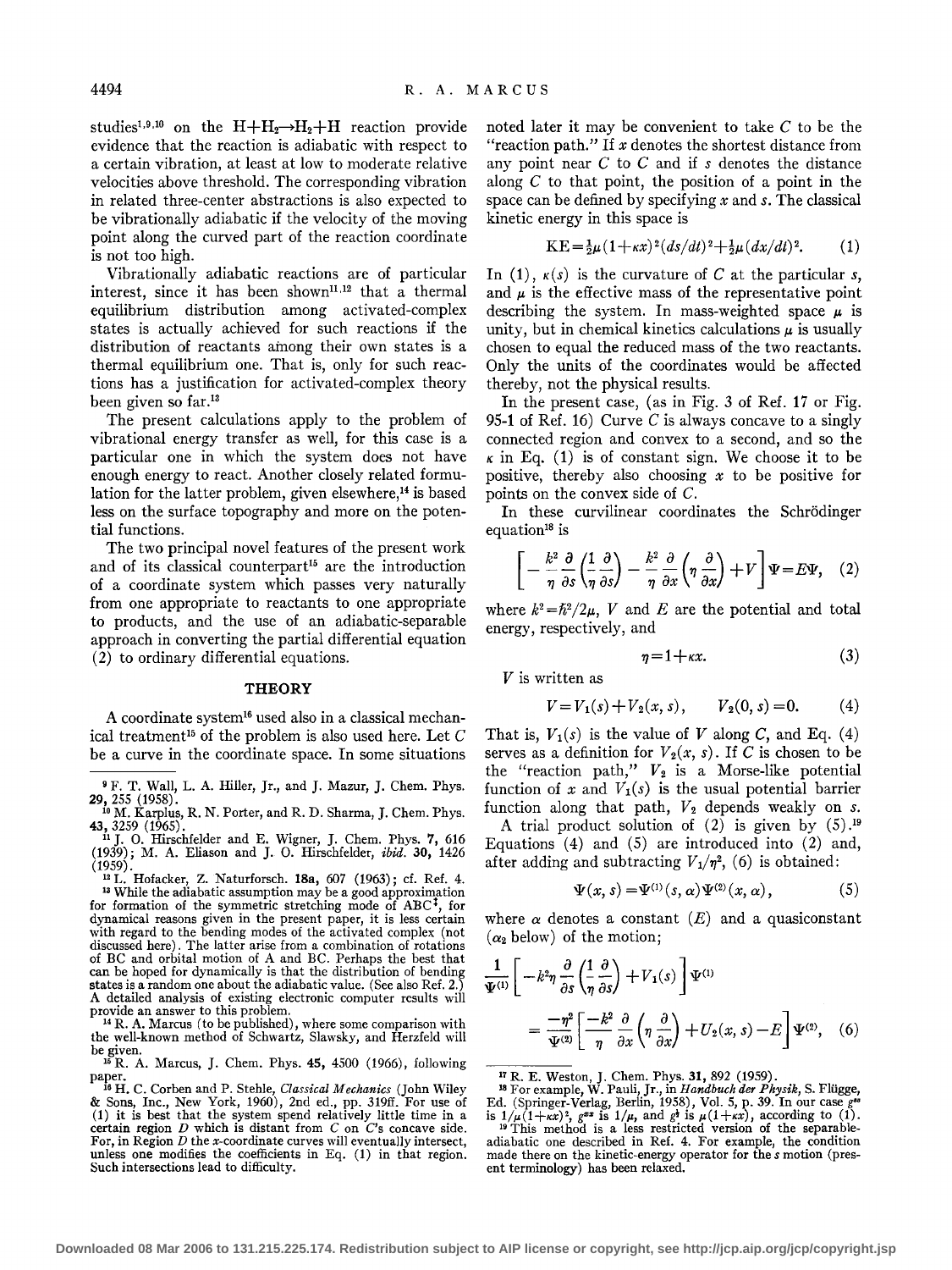studies[1,9,10] on the $H+H_2 \rightarrow H_2+H$ reaction provide evidence that the reaction is adiabatic with respect to a certain vibration, at least at low to moderate relative velocities above threshold. The corresponding vibration in related three-center abstractions is also expected to be vibrationally adiabatic if the velocity of the moving point along the curved part of the reaction coordinate is not too high.

Vibrationally adiabatic reactions are of particular interest, since it has been shown[11,12] that a thermal equilibrium distribution among activated-complex states is actually achieved for such reactions if the distribution of reactants among their own states is a thermal equilibrium one. That is, only for such reactions has a justification for activated-complex theory been given so far.[13]

The present calculations apply to the problem of vibrational energy transfer as well, for this case is a particular one in which the system does not have enough energy to react. Another closely related formulation for the latter problem, given elsewhere,[14] is based less on the surface topography and more on the potential functions.

The two principal novel features of the present work and of its classical counterpart[15] are the introduction of a coordinate system which passes very naturally from one appropriate to reactants to one appropriate to products, and the use of an adiabatic-separable approach in converting the partial differential equation (2) to ordinary differential equations.

## THEORY

A coordinate system[16] used also in a classical mechanical treatment[15] of the problem is also used here. Let $C$ be a curve in the coordinate space. In some situations noted later it may be convenient to take $C$ to be the "reaction path." If $x$ denotes the shortest distance from any point near $C$ to $C$ and if $s$ denotes the distance along $C$ to that point, the position of a point in the space can be defined by specifying $x$ and $s$. The classical kinetic energy in this space is

$$\mathrm{KE} = \tfrac{1}{2}\mu(1+\kappa x)^2(ds/dt)^2 + \tfrac{1}{2}\mu(dx/dt)^2. \tag{1}$$

In (1), $\kappa(s)$ is the curvature of $C$ at the particular $s$, and $\mu$ is the effective mass of the representative point describing the system. In mass-weighted space $\mu$ is unity, but in chemical kinetics calculations $\mu$ is usually chosen to equal the reduced mass of the two reactants. Only the units of the coordinates would be affected thereby, not the physical results.

In the present case, (as in Fig. 3 of Ref. 17 or Fig. 95-1 of Ref. 16) Curve $C$ is always concave to a singly connected region and convex to a second, and so the $\kappa$ in Eq. (1) is of constant sign. We choose it to be positive, thereby also choosing $x$ to be positive for points on the convex side of $C$.

In these curvilinear coordinates the Schrödinger equation[18] is

$$\left[-\frac{k^2}{\eta}\frac{\partial}{\partial s}\left(\frac{1}{\eta}\frac{\partial}{\partial s}\right) - \frac{k^2}{\eta}\frac{\partial}{\partial x}\left(\eta\frac{\partial}{\partial x}\right) + V\right]\Psi = E\Psi, \tag{2}$$

where $k^2 = \hbar^2/2\mu$, $V$ and $E$ are the potential and total energy, respectively, and

$$\eta = 1+\kappa x. \tag{3}$$

$V$ is written as

$$V = V_1(s) + V_2(x, s), \qquad V_2(0, s) = 0. \tag{4}$$

That is, $V_1(s)$ is the value of $V$ along $C$, and Eq. (4) serves as a definition for $V_2(x, s)$. If $C$ is chosen to be the "reaction path," $V_2$ is a Morse-like potential function of $x$ and $V_1(s)$ is the usual potential barrier function along that path, $V_2$ depends weakly on $s$.

A trial product solution of (2) is given by (5).[19] Equations (4) and (5) are introduced into (2) and, after adding and subtracting $V_1/\eta^2$, (6) is obtained:

$$\Psi(x, s) = \Psi^{(1)}(s, \alpha)\Psi^{(2)}(x, \alpha), \tag{5}$$

where $\alpha$ denotes a constant ($E$) and a quasiconstant ($\alpha_2$ below) of the motion;

$$\frac{1}{\Psi^{(1)}}\left[-k^2\eta\frac{\partial}{\partial s}\left(\frac{1}{\eta}\frac{\partial}{\partial s}\right) + V_1(s)\right]\Psi^{(1)} = \frac{-\eta^2}{\Psi^{(2)}}\left[\frac{-k^2}{\eta}\frac{\partial}{\partial x}\left(\eta\frac{\partial}{\partial x}\right) + U_2(x, s) - E\right]\Psi^{(2)}, \tag{6}$$

---

[9] F. T. Wall, L. A. Hiller, Jr., and J. Mazur, J. Chem. Phys. **29**, 255 (1958).

[10] M. Karplus, R. N. Porter, and R. D. Sharma, J. Chem. Phys. **43**, 3259 (1965).

[11] J. O. Hirschfelder and E. Wigner, J. Chem. Phys. **7**, 616 (1939); M. A. Eliason and J. O. Hirschfelder, *ibid.* **30**, 1426 (1959).

[12] L. Hofacker, Z. Naturforsch. **18a**, 607 (1963); cf. Ref. 4.

[13] While the adiabatic assumption may be a good approximation for formation of the symmetric stretching mode of $ABC^{\ddagger}$, for dynamical reasons given in the present paper, it is less certain with regard to the bending modes of the activated complex (not discussed here). The latter arise from a combination of rotations of BC and orbital motion of A and BC. Perhaps the best that can be hoped for dynamically is that the distribution of bending states is a random one about the adiabatic value. (See also Ref. 2.) A detailed analysis of existing electronic computer results will provide an answer to this problem.

[14] R. A. Marcus (to be published), where some comparison with the well-known method of Schwartz, Slawsky, and Herzfeld will be given.

[15] R. A. Marcus, J. Chem. Phys. **45**, 4500 (1966), following paper.

[16] H. C. Corben and P. Stehle, *Classical Mechanics* (John Wiley & Sons, Inc., New York, 1960), 2nd ed., pp. 319ff. For use of (1) it is best that the system spend relatively little time in a certain region $D$ which is distant from $C$ on $C$'s concave side. For, in Region $D$ the $x$-coordinate curves will eventually intersect, unless one modifies the coefficients in Eq. (1) in that region. Such intersections lead to difficulty.

[17] R. E. Weston, J. Chem. Phys. **31**, 892 (1959).

[18] For example, W. Pauli, Jr., in *Handbuch der Physik*, S. Flügge, Ed. (Springer-Verlag, Berlin, 1958), Vol. 5, p. 39. In our case $g^{ss}$ is $1/\mu(1+\kappa x)^2$, $g^{xx}$ is $1/\mu$, and $g^{\frac{1}{2}}$ is $\mu(1+\kappa x)$, according to (1).

[19] This method is a less restricted version of the separable-adiabatic one described in Ref. 4. For example, the condition made there on the kinetic-energy operator for the $s$ motion (present terminology) has been relaxed.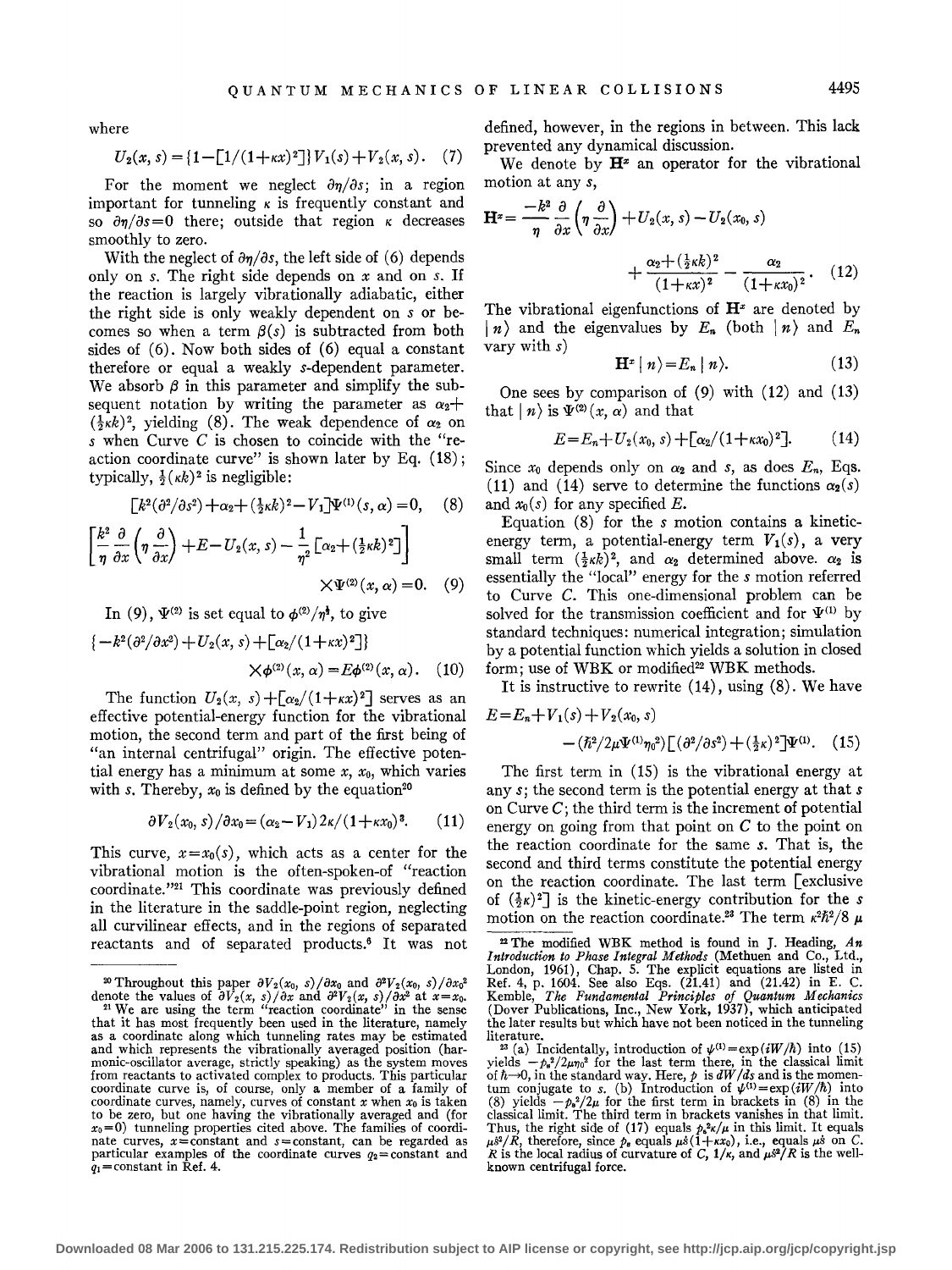where

$$U_2(x, s) = \{1 - [1/(1+\kappa x)^2]\} V_1(s) + V_2(x, s). \quad (7)$$

For the moment we neglect $\partial\eta/\partial s$; in a region important for tunneling $\kappa$ is frequently constant and so $\partial\eta/\partial s = 0$ there; outside that region $\kappa$ decreases smoothly to zero.

With the neglect of $\partial\eta/\partial s$, the left side of (6) depends only on $s$. The right side depends on $x$ and on $s$. If the reaction is largely vibrationally adiabatic, either the right side is only weakly dependent on $s$ or becomes so when a term $\beta(s)$ is subtracted from both sides of (6). Now both sides of (6) equal a constant therefore or equal a weakly $s$-dependent parameter. We absorb $\beta$ in this parameter and simplify the subsequent notation by writing the parameter as $\alpha_2 + (\frac{1}{2}\kappa k)^2$, yielding (8). The weak dependence of $\alpha_2$ on $s$ when Curve $C$ is chosen to coincide with the "reaction coordinate curve" is shown later by Eq. (18); typically, $\frac{1}{2}(\kappa k)^2$ is negligible:

$$[k^2(\partial^2/\partial s^2) + \alpha_2 + (\tfrac{1}{2}\kappa k)^2 - V_1]\Psi^{(1)}(s, \alpha) = 0, \quad (8)$$

$$\left[\frac{k^2}{\eta}\frac{\partial}{\partial x}\left(\eta\frac{\partial}{\partial x}\right) + E - U_2(x, s) - \frac{1}{\eta^2}[\alpha_2 + (\tfrac{1}{2}\kappa k)^2]\right] \times \Psi^{(2)}(x, \alpha) = 0. \quad (9)$$

In (9), $\Psi^{(2)}$ is set equal to $\phi^{(2)}/\eta^{\frac{1}{2}}$, to give

$$\{-k^2(\partial^2/\partial x^2) + U_2(x, s) + [\alpha_2/(1+\kappa x)^2]\} \times \phi^{(2)}(x, \alpha) = E\phi^{(2)}(x, \alpha). \quad (10)$$

The function $U_2(x, s) + [\alpha_2/(1+\kappa x)^2]$ serves as an effective potential-energy function for the vibrational motion, the second term and part of the first being of "an internal centrifugal" origin. The effective potential energy has a minimum at some $x$, $x_0$, which varies with $s$. Thereby, $x_0$ is defined by the equation[20]

$$\partial V_2(x_0, s)/\partial x_0 = (\alpha_2 - V_1)2\kappa/(1+\kappa x_0)^3. \quad (11)$$

This curve, $x = x_0(s)$, which acts as a center for the vibrational motion is the often-spoken-of "reaction coordinate."[21] This coordinate was previously defined in the literature in the saddle-point region, neglecting all curvilinear effects, and in the regions of separated reactants and of separated products.[6] It was not defined, however, in the regions in between. This lack prevented any dynamical discussion.

We denote by $\mathbf{H}^x$ an operator for the vibrational motion at any $s$,

$$\mathbf{H}^x = \frac{-k^2}{\eta}\frac{\partial}{\partial x}\left(\eta\frac{\partial}{\partial x}\right) + U_2(x, s) - U_2(x_0, s) + \frac{\alpha_2 + (\frac{1}{2}\kappa k)^2}{(1+\kappa x)^2} - \frac{\alpha_2}{(1+\kappa x_0)^2}. \quad (12)$$

The vibrational eigenfunctions of $\mathbf{H}^x$ are denoted by $|n\rangle$ and the eigenvalues by $E_n$ (both $|n\rangle$ and $E_n$ vary with $s$)

$$\mathbf{H}^x|n\rangle = E_n|n\rangle. \quad (13)$$

One sees by comparison of (9) with (12) and (13) that $|n\rangle$ is $\Psi^{(2)}(x, \alpha)$ and that

$$E = E_n + U_2(x_0, s) + [\alpha_2/(1+\kappa x_0)^2]. \quad (14)$$

Since $x_0$ depends only on $\alpha_2$ and $s$, as does $E_n$, Eqs. (11) and (14) serve to determine the functions $\alpha_2(s)$ and $x_0(s)$ for any specified $E$.

Equation (8) for the $s$ motion contains a kinetic-energy term, a potential-energy term $V_1(s)$, a very small term $(\frac{1}{2}\kappa k)^2$, and $\alpha_2$ determined above. $\alpha_2$ is essentially the "local" energy for the $s$ motion referred to Curve $C$. This one-dimensional problem can be solved for the transmission coefficient and for $\Psi^{(1)}$ by standard techniques: numerical integration; simulation by a potential function which yields a solution in closed form; use of WBK or modified[22] WBK methods.

It is instructive to rewrite (14), using (8). We have

$$E = E_n + V_1(s) + V_2(x_0, s) - (\hbar^2/2\mu\Psi^{(1)}\eta_0^2)[(\partial^2/\partial s^2) + (\tfrac{1}{2}\kappa)^2]\Psi^{(1)}. \quad (15)$$

The first term in (15) is the vibrational energy at any $s$; the second term is the potential energy at that $s$ on Curve $C$; the third term is the increment of potential energy on going from that point on $C$ to the point on the reaction coordinate for the same $s$. That is, the second and third terms constitute the potential energy on the reaction coordinate. The last term [exclusive of $(\frac{1}{2}\kappa)^2$] is the kinetic-energy contribution for the $s$ motion on the reaction coordinate.[23] The term $\kappa^2\hbar^2/8\ \mu$

---

[20] Throughout this paper $\partial V_2(x_0, s)/\partial x_0$ and $\partial^2 V_2(x_0, s)/\partial x_0^2$ denote the values of $\partial V_2(x, s)/\partial x$ and $\partial^2 V_2(x, s)/\partial x^2$ at $x = x_0$.

[21] We are using the term "reaction coordinate" in the sense that it has most frequently been used in the literature, namely as a coordinate along which tunneling rates may be estimated and which represents the vibrationally averaged position (harmonic-oscillator average, strictly speaking) as the system moves from reactants to activated complex to products. This particular coordinate curve is, of course, only a member of a family of coordinate curves, namely, curves of constant $x$ when $x_0$ is taken to be zero, but one having the vibrationally averaged and (for $x_0 = 0$) tunneling properties cited above. The families of coordinate curves, $x$ = constant and $s$ = constant, can be regarded as particular examples of the coordinate curves $q_2$ = constant and $q_1$ = constant in Ref. 4.

[22] The modified WBK method is found in J. Heading, *An Introduction to Phase Integral Methods* (Methuen and Co., Ltd., London, 1961), Chap. 5. The explicit equations are listed in Ref. 4, p. 1604. See also Eqs. (21.41) and (21.42) in E. C. Kemble, *The Fundamental Principles of Quantum Mechanics* (Dover Publications, Inc., New York, 1937), which anticipated the later results but which have not been noticed in the tunneling literature.

[23] (a) Incidentally, introduction of $\psi^{(1)} = \exp(iW/\hbar)$ into (15) yields $-p_s^2/2\mu\eta_0^2$ for the last term there, in the classical limit of $\hbar \to 0$, in the standard way. Here, $p$ is $dW/ds$ and is the momentum conjugate to $s$. (b) Introduction of $\psi^{(1)} = \exp(iW/\hbar)$ into (8) yields $-p_s^2/2\mu$ for the first term in brackets in (8) in the classical limit. The third term in brackets vanishes in that limit. Thus, the right side of (17) equals $p_s^2\kappa/\mu$ in this limit. It equals $\mu\dot{s}^2/R$, therefore, since $p_s$ equals $\mu\dot{s}(1+\kappa x_0)$, i.e., equals $\mu\dot{s}$ on $C$. $R$ is the local radius of curvature of $C$, $1/\kappa$, and $\mu\dot{s}^2/R$ is the well-known centrifugal force.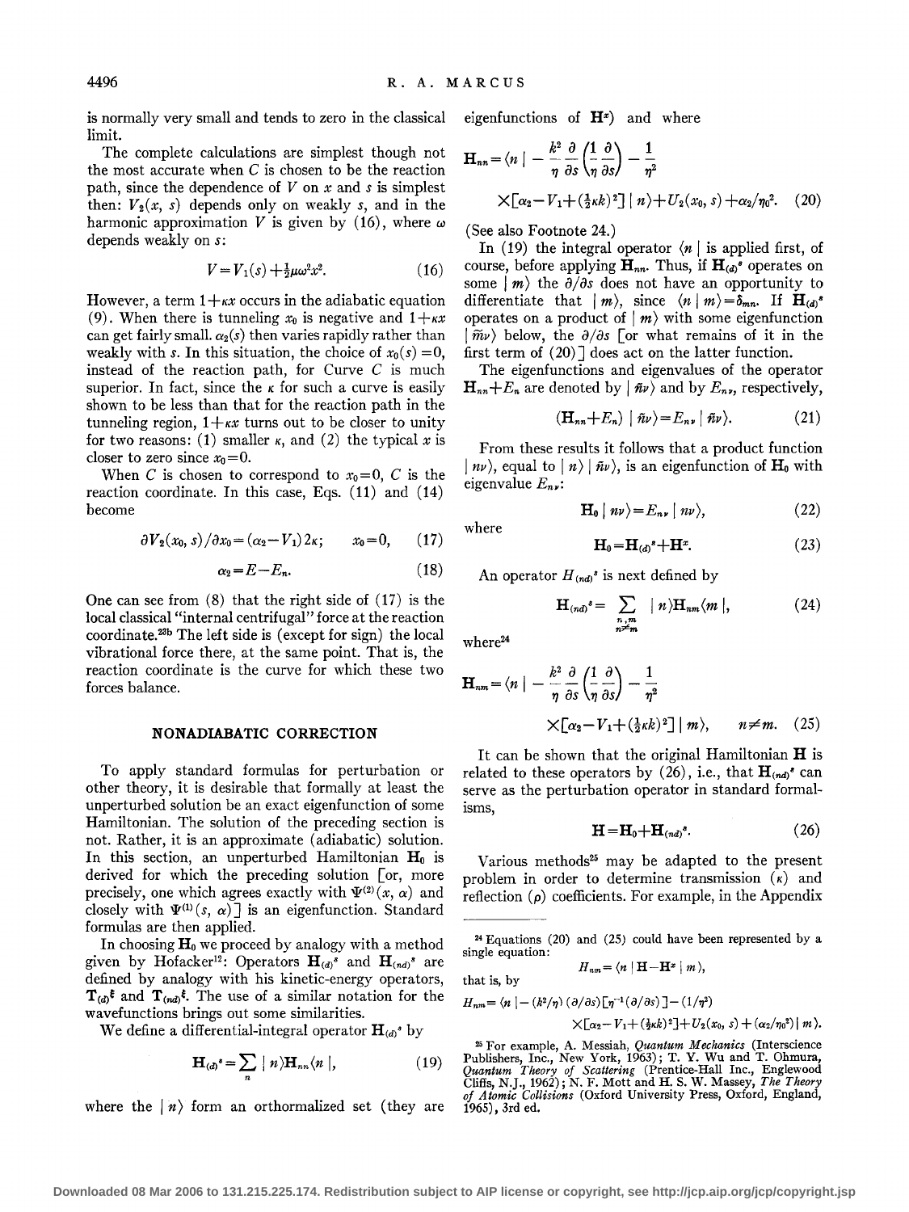is normally very small and tends to zero in the classical limit.

The complete calculations are simplest though not the most accurate when $C$ is chosen to be the reaction path, since the dependence of $V$ on $x$ and $s$ is simplest then: $V_2(x, s)$ depends only on weakly $s$, and in the harmonic approximation $V$ is given by (16), where $\omega$ depends weakly on $s$:

$$V = V_1(s) + \tfrac{1}{2}\mu\omega^2 x^2. \tag{16}$$

However, a term $1+\kappa x$ occurs in the adiabatic equation (9). When there is tunneling $x_0$ is negative and $1+\kappa x$ can get fairly small. $\alpha_2(s)$ then varies rapidly rather than weakly with $s$. In this situation, the choice of $x_0(s) = 0$, instead of the reaction path, for Curve $C$ is much superior. In fact, since the $\kappa$ for such a curve is easily shown to be less than that for the reaction path in the tunneling region, $1+\kappa x$ turns out to be closer to unity for two reasons: (1) smaller $\kappa$, and (2) the typical $x$ is closer to zero since $x_0 = 0$.

When $C$ is chosen to correspond to $x_0 = 0$, $C$ is the reaction coordinate. In this case, Eqs. (11) and (14) become

$$\partial V_2(x_0, s)/\partial x_0 = (\alpha_2 - V_1)2\kappa; \qquad x_0 = 0, \tag{17}$$

$$\alpha_2 = E - E_n. \tag{18}$$

One can see from (8) that the right side of (17) is the local classical "internal centrifugal" force at the reaction coordinate.[23b] The left side is (except for sign) the local vibrational force there, at the same point. That is, the reaction coordinate is the curve for which these two forces balance.

## NONADIABATIC CORRECTION

To apply standard formulas for perturbation or other theory, it is desirable that formally at least the unperturbed solution be an exact eigenfunction of some Hamiltonian. The solution of the preceding section is not. Rather, it is an approximate (adiabatic) solution. In this section, an unperturbed Hamiltonian $\mathbf{H}_0$ is derived for which the preceding solution [or, more precisely, one which agrees exactly with $\Psi^{(2)}(x, \alpha)$ and closely with $\Psi^{(1)}(s, \alpha)$] is an eigenfunction. Standard formulas are then applied.

In choosing $\mathbf{H}_0$ we proceed by analogy with a method given by Hofacker[12]: Operators $\mathbf{H}_{(d)}{}^s$ and $\mathbf{H}_{(nd)}{}^s$ are defined by analogy with his kinetic-energy operators, $\mathbf{T}_{(d)}{}^{\xi}$ and $\mathbf{T}_{(nd)}{}^{\xi}$. The use of a similar notation for the wavefunctions brings out some similarities.

We define a differential-integral operator $\mathbf{H}_{(d)}{}^s$ by

$$\mathbf{H}_{(d)}{}^s = \sum_n |\, n\rangle \mathbf{H}_{nn} \langle n\,|, \tag{19}$$

where the $|\, n\rangle$ form an orthormalized set (they are eigenfunctions of $\mathbf{H}^x$) and where

$$\mathbf{H}_{nn} = \langle n\,|\, -\frac{k^2}{\eta}\frac{\partial}{\partial s}\left(\frac{1}{\eta}\frac{\partial}{\partial s}\right) - \frac{1}{\eta^2} \times [\alpha_2 - V_1 + (\tfrac{1}{2}\kappa k)^2]\,|\, n\rangle + U_2(x_0, s) + \alpha_2/\eta_0{}^2. \tag{20}$$

(See also Footnote 24.)

In (19) the integral operator $\langle n\,|$ is applied first, of course, before applying $\mathbf{H}_{nn}$. Thus, if $\mathbf{H}_{(d)}{}^s$ operates on some $|\, m\rangle$ the $\partial/\partial s$ does not have an opportunity to differentiate that $|\, m\rangle$, since $\langle n\,|\, m\rangle = \delta_{mn}$. If $\mathbf{H}_{(d)}{}^s$ operates on a product of $|\, m\rangle$ with some eigenfunction $|\, \bar{m}\nu\rangle$ below, the $\partial/\partial s$ [or what remains of it in the first term of (20)] does act on the latter function.

The eigenfunctions and eigenvalues of the operator $\mathbf{H}_{nn} + E_n$ are denoted by $|\, \bar{n}\nu\rangle$ and by $E_{n\nu}$, respectively,

$$(\mathbf{H}_{nn} + E_n)\,|\, \bar{n}\nu\rangle = E_{n\nu}\,|\, \bar{n}\nu\rangle. \tag{21}$$

From these results it follows that a product function $|\, n\nu\rangle$, equal to $|\, n\rangle\,|\, \bar{n}\nu\rangle$, is an eigenfunction of $\mathbf{H}_0$ with eigenvalue $E_{n\nu}$:

$$\mathbf{H}_0\,|\, n\nu\rangle = E_{n\nu}\,|\, n\nu\rangle, \tag{22}$$

where

$$\mathbf{H}_0 = \mathbf{H}_{(d)}{}^s + \mathbf{H}^x. \tag{23}$$

An operator $H_{(nd)}{}^s$ is next defined by

$$\mathbf{H}_{(nd)}{}^s = \sum_{\substack{n,m \\ n\neq m}} |\, n\rangle \mathbf{H}_{nm} \langle m\,|, \tag{24}$$

where[24]

$$\mathbf{H}_{nm} = \langle n\,|\, -\frac{k^2}{\eta}\frac{\partial}{\partial s}\left(\frac{1}{\eta}\frac{\partial}{\partial s}\right) - \frac{1}{\eta^2} \times [\alpha_2 - V_1 + (\tfrac{1}{2}\kappa k)^2]\,|\, m\rangle, \qquad n \neq m. \tag{25}$$

It can be shown that the original Hamiltonian $\mathbf{H}$ is related to these operators by (26), i.e., that $\mathbf{H}_{(nd)}{}^s$ can serve as the perturbation operator in standard formalisms,

$$\mathbf{H} = \mathbf{H}_0 + \mathbf{H}_{(nd)}{}^s. \tag{26}$$

Various methods[25] may be adapted to the present problem in order to determine transmission ($\kappa$) and reflection ($\rho$) coefficients. For example, in the Appendix

---

[24] Equations (20) and (25) could have been represented by a single equation:

$$H_{nm} = \langle n\,|\, \mathbf{H} - \mathbf{H}^x \,|\, m\rangle,$$

that is, by

$$H_{nm} = \langle n\,|\, -(k^2/\eta)(\partial/\partial s)[\eta^{-1}(\partial/\partial s)] - (1/\eta^2) \times [\alpha_2 - V_1 + (\tfrac{1}{2}\kappa k)^2] + U_2(x_0, s) + (\alpha_2/\eta_0{}^2)\,|\, m\rangle.$$

[25] For example, A. Messiah, *Quantum Mechanics* (Interscience Publishers, Inc., New York, 1963); T. Y. Wu and T. Ohmura, *Quantum Theory of Scattering* (Prentice-Hall Inc., Englewood Cliffs, N.J., 1962); N. F. Mott and H. S. W. Massey, *The Theory of Atomic Collisions* (Oxford University Press, Oxford, England, 1965), 3rd ed.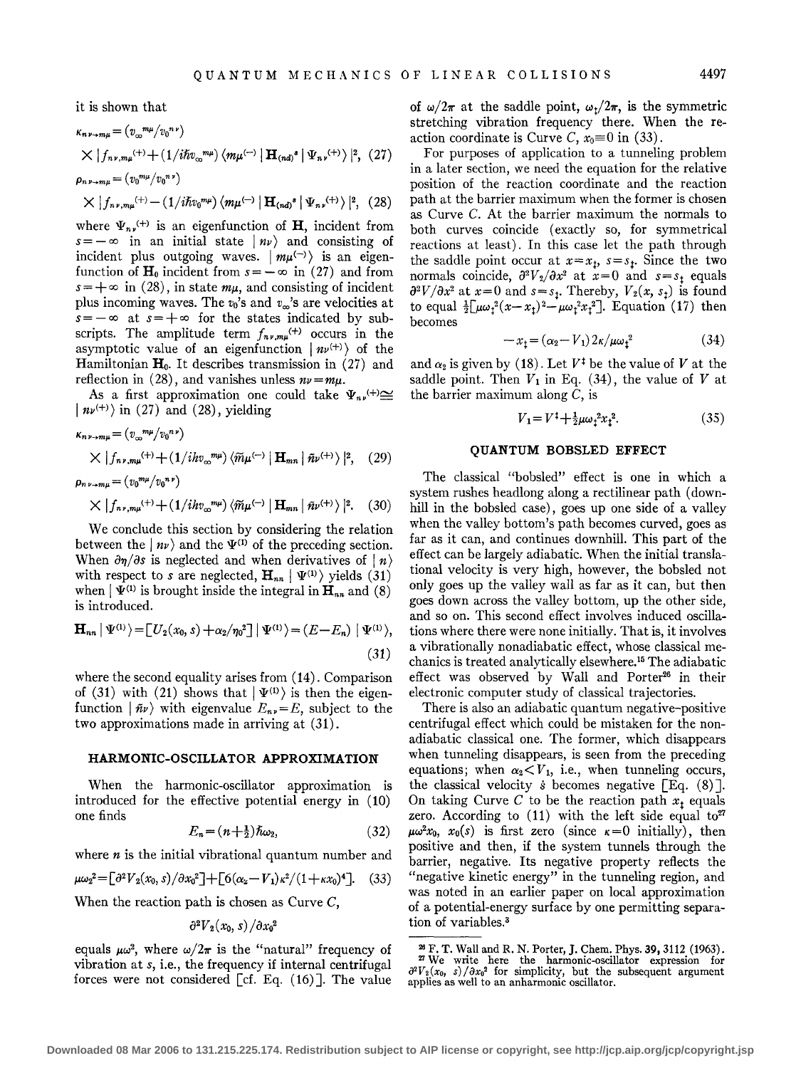it is shown that

$$\kappa_{n\nu\to m\mu} = (v_\infty^{m\mu}/v_0^{n\nu}) \times |f_{n\nu,m\mu}^{(+)} + (1/i\hbar v_\infty^{m\mu}) \langle m\mu^{(-)} | \mathbf{H}_{(nd)}^s | \Psi_{n\nu}^{(+)} \rangle |^2, \quad (27)$$

$$\rho_{n\nu\to m\mu} = (v_0^{m\mu}/v_0^{n\nu}) \times |f_{n\nu,m\mu}^{(+)} - (1/i\hbar v_0^{m\mu}) \langle m\mu^{(-)} | \mathbf{H}_{(nd)}^s | \Psi_{n\nu}^{(+)} \rangle |^2, \quad (28)$$

where $\Psi_{n\nu}^{(+)}$ is an eigenfunction of $\mathbf{H}$, incident from $s=-\infty$ in an initial state $|n\nu\rangle$ and consisting of incident plus outgoing waves. $|m\mu^{(-)}\rangle$ is an eigenfunction of $\mathbf{H}_0$ incident from $s=-\infty$ in (27) and from $s=+\infty$ in (28), in state $m\mu$, and consisting of incident plus incoming waves. The $v_0$'s and $v_\infty$'s are velocities at $s=-\infty$ at $s=+\infty$ for the states indicated by subscripts. The amplitude term $f_{n\nu,m\mu}^{(+)}$ occurs in the asymptotic value of an eigenfunction $|n\nu^{(+)}\rangle$ of the Hamiltonian $\mathbf{H}_0$. It describes transmission in (27) and reflection in (28), and vanishes unless $n\nu = m\mu$.

As a first approximation one could take $\Psi_{n\nu}^{(+)} \cong |n\nu^{(+)}\rangle$ in (27) and (28), yielding

$$\kappa_{n\nu\to m\mu} = (v_\infty^{m\mu}/v_0^{n\nu}) \times |f_{n\nu,m\mu}^{(+)} + (1/ihv_\infty^{m\mu}) \langle \tilde{m}\mu^{(-)} | \mathbf{H}_{mn} | \tilde{n}\nu^{(+)} \rangle |^2, \quad (29)$$

$$\rho_{n\nu\to m\mu} = (v_0^{m\mu}/v_0^{n\nu}) \times |f_{n\nu,m\mu}^{(+)} + (1/ihv_0^{m\mu}) \langle \tilde{m}\mu^{(-)} | \mathbf{H}_{mn} | \tilde{n}\nu^{(+)} \rangle |^2. \quad (30)$$

We conclude this section by considering the relation between the $|n\nu\rangle$ and the $\Psi^{(1)}$ of the preceding section. When $\partial\eta/\partial s$ is neglected and when derivatives of $|n\rangle$ with respect to $s$ are neglected, $\mathbf{H}_{nn} | \Psi^{(1)}\rangle$ yields (31) when $|\Psi^{(1)}$ is brought inside the integral in $\mathbf{H}_{nn}$ and (8) is introduced.

$$\mathbf{H}_{nn} | \Psi^{(1)}\rangle = [U_2(x_0, s) + \alpha_2/\eta_0^2] | \Psi^{(1)}\rangle = (E - E_n) | \Psi^{(1)}\rangle, \quad (31)$$

where the second equality arises from (14). Comparison of (31) with (21) shows that $|\Psi^{(1)}\rangle$ is then the eigenfunction $|\tilde{n}\nu\rangle$ with eigenvalue $E_{n\nu} = E$, subject to the two approximations made in arriving at (31).

## HARMONIC-OSCILLATOR APPROXIMATION

When the harmonic-oscillator approximation is introduced for the effective potential energy in (10) one finds

$$E_n = (n + \tfrac{1}{2})\hbar\omega_2, \quad (32)$$

where $n$ is the initial vibrational quantum number and

$$\mu\omega_2^2 = [\partial^2 V_2(x_0, s)/\partial x_0^2] + [6(\alpha_2 - V_1)\kappa^2/(1+\kappa x_0)^4]. \quad (33)$$

When the reaction path is chosen as Curve $C$,

$$\partial^2 V_2(x_0, s)/\partial x_0^2$$

equals $\mu\omega^2$, where $\omega/2\pi$ is the "natural" frequency of vibration at $s$, i.e., the frequency if internal centrifugal forces were not considered [cf. Eq. (16)]. The value of $\omega/2\pi$ at the saddle point, $\omega_\ddagger/2\pi$, is the symmetric stretching vibration frequency there. When the reaction coordinate is Curve $C$, $x_0 \equiv 0$ in (33).

For purposes of application to a tunneling problem in a later section, we need the equation for the relative position of the reaction coordinate and the reaction path at the barrier maximum when the former is chosen as Curve $C$. At the barrier maximum the normals to both curves coincide (exactly so, for symmetrical reactions at least). In this case let the path through the saddle point occur at $x = x_\ddagger$, $s = s_\ddagger$. Since the two normals coincide, $\partial^2 V_2/\partial x^2$ at $x=0$ and $s = s_\ddagger$ equals $\partial^2 V/\partial x^2$ at $x=0$ and $s=s_\ddagger$. Thereby, $V_2(x, s_\ddagger)$ is found to equal $\frac{1}{2}[\mu\omega_\ddagger^2(x-x_\ddagger)^2 - \mu\omega_\ddagger^2 x_\ddagger^2]$. Equation (17) then becomes

$$-x_\ddagger = (\alpha_2 - V_1) 2\kappa/\mu\omega_\ddagger^2 \quad (34)$$

and $\alpha_2$ is given by (18). Let $V^\ddagger$ be the value of $V$ at the saddle point. Then $V_1$ in Eq. (34), the value of $V$ at the barrier maximum along $C$, is

$$V_1 = V^\ddagger + \tfrac{1}{2}\mu\omega_\ddagger^2 x_\ddagger^2. \quad (35)$$

## QUANTUM BOBSLED EFFECT

The classical "bobsled" effect is one in which a system rushes headlong along a rectilinear path (downhill in the bobsled case), goes up one side of a valley when the valley bottom's path becomes curved, goes as far as it can, and continues downhill. This part of the effect can be largely adiabatic. When the initial translational velocity is very high, however, the bobsled not only goes up the valley wall as far as it can, but then goes down across the valley bottom, up the other side, and so on. This second effect involves induced oscillations where there were none initially. That is, it involves a vibrationally nonadiabatic effect, whose classical mechanics is treated analytically elsewhere.[15] The adiabatic effect was observed by Wall and Porter[26] in their electronic computer study of classical trajectories.

There is also an adiabatic quantum negative–positive centrifugal effect which could be mistaken for the nonadiabatic classical one. The former, which disappears when tunneling disappears, is seen from the preceding equations; when $\alpha_2 < V_1$, i.e., when tunneling occurs, the classical velocity $\dot{s}$ becomes negative [Eq. (8)]. On taking Curve $C$ to be the reaction path $x_\ddagger$ equals zero. According to (11) with the left side equal to[27] $\mu\omega^2 x_0$, $x_0(s)$ is first zero (since $\kappa = 0$ initially), then positive and then, if the system tunnels through the barrier, negative. Its negative property reflects the "negative kinetic energy" in the tunneling region, and was noted in an earlier paper on local approximation of a potential-energy surface by one permitting separation of variables.[3]

---

[26] F. T. Wall and R. N. Porter, J. Chem. Phys. **39**, 3112 (1963).

[27] We write here the harmonic-oscillator expression for $\partial^2 V_2(x_0, s)/\partial x_0^2$ for simplicity, but the subsequent argument applies as well to an anharmonic oscillator.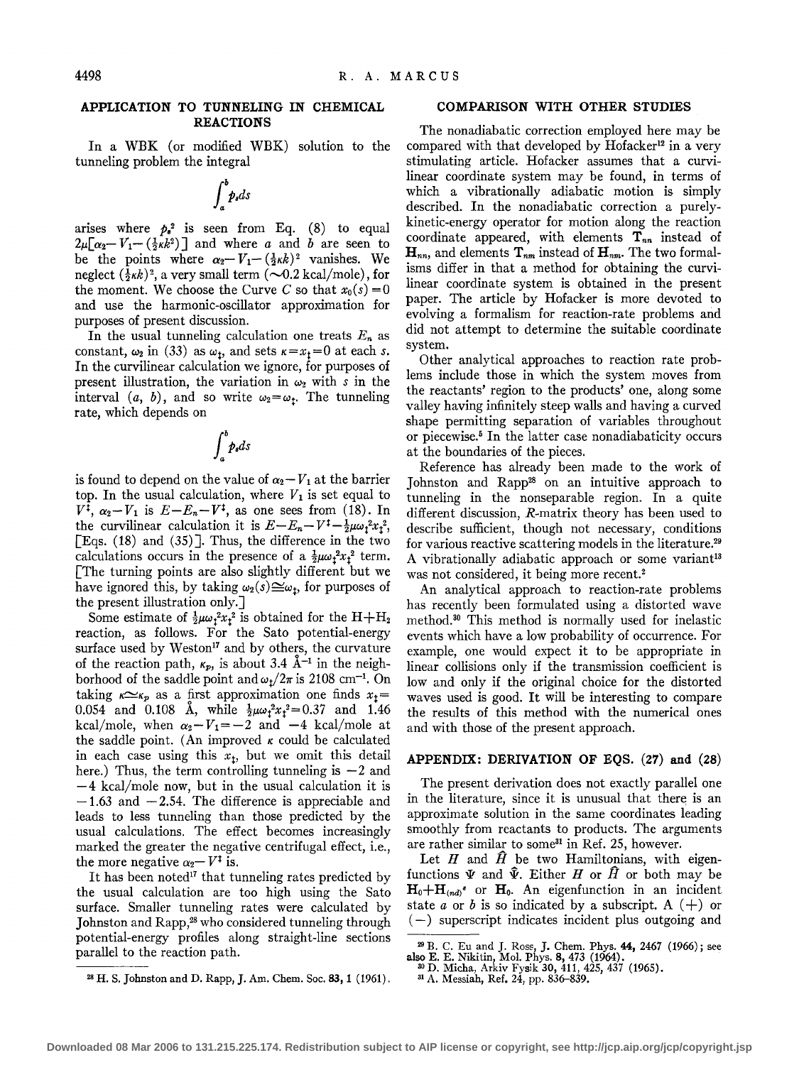## APPLICATION TO TUNNELING IN CHEMICAL REACTIONS

In a WBK (or modified WBK) solution to the tunneling problem the integral

$$\int_a^b p_s ds$$

arises where $p_s^2$ is seen from Eq. (8) to equal $2\mu[\alpha_2 - V_1 - (\frac{1}{2}\kappa k^2)]$ and where $a$ and $b$ are seen to be the points where $\alpha_2 - V_1 - (\frac{1}{2}\kappa k)^2$ vanishes. We neglect $(\frac{1}{2}\kappa k)^2$, a very small term ($\sim$0.2 kcal/mole), for the moment. We choose the Curve $C$ so that $x_0(s) = 0$ and use the harmonic-oscillator approximation for purposes of present discussion.

In the usual tunneling calculation one treats $E_n$ as constant, $\omega_2$ in (33) as $\omega_\ddagger$, and sets $\kappa = x_\ddagger = 0$ at each $s$. In the curvilinear calculation we ignore, for purposes of present illustration, the variation in $\omega_2$ with $s$ in the interval $(a, b)$, and so write $\omega_2 = \omega_\ddagger$. The tunneling rate, which depends on

$$\int_a^b p_s ds$$

is found to depend on the value of $\alpha_2 - V_1$ at the barrier top. In the usual calculation, where $V_1$ is set equal to $V^\ddagger$, $\alpha_2 - V_1$ is $E - E_n - V^\ddagger$, as one sees from (18). In the curvilinear calculation it is $E - E_n - V^\ddagger - \frac{1}{2}\mu\omega_\ddagger^2 x_\ddagger^2$, [Eqs. (18) and (35)]. Thus, the difference in the two calculations occurs in the presence of a $\frac{1}{2}\mu\omega_\ddagger^2 x_\ddagger^2$ term. [The turning points are also slightly different but we have ignored this, by taking $\omega_2(s) \cong \omega_\ddagger$, for purposes of the present illustration only.]

Some estimate of $\frac{1}{2}\mu\omega_\ddagger^2 x_\ddagger^2$ is obtained for the $H + H_2$ reaction, as follows. For the Sato potential-energy surface used by Weston[17] and by others, the curvature of the reaction path, $\kappa_p$, is about 3.4 Å$^{-1}$ in the neighborhood of the saddle point and $\omega_\ddagger/2\pi$ is 2108 cm$^{-1}$. On taking $\kappa \simeq \kappa_p$ as a first approximation one finds $x_\ddagger =$ 0.054 and 0.108 Å, while $\frac{1}{2}\mu\omega_\ddagger^2 x_\ddagger^2 = 0.37$ and 1.46 kcal/mole, when $\alpha_2 - V_1 = -2$ and $-4$ kcal/mole at the saddle point. (An improved $\kappa$ could be calculated in each case using this $x_\ddagger$, but we omit this detail here.) Thus, the term controlling tunneling is $-2$ and $-4$ kcal/mole now, but in the usual calculation it is $-1.63$ and $-2.54$. The difference is appreciable and leads to less tunneling than those predicted by the usual calculations. The effect becomes increasingly marked the greater the negative centrifugal effect, i.e., the more negative $\alpha_2 - V^\ddagger$ is.

It has been noted[17] that tunneling rates predicted by the usual calculation are too high using the Sato surface. Smaller tunneling rates were calculated by Johnston and Rapp,[28] who considered tunneling through potential-energy profiles along straight-line sections parallel to the reaction path.

## COMPARISON WITH OTHER STUDIES

The nonadiabatic correction employed here may be compared with that developed by Hofacker[12] in a very stimulating article. Hofacker assumes that a curvilinear coordinate system may be found, in terms of which a vibrationally adiabatic motion is simply described. In the nonadiabatic correction a purely-kinetic-energy operator for motion along the reaction coordinate appeared, with elements $\mathbf{T}_{nn}$ instead of $\mathbf{H}_{nn}$, and elements $\mathbf{T}_{nm}$ instead of $\mathbf{H}_{nm}$. The two formalisms differ in that a method for obtaining the curvilinear coordinate system is obtained in the present paper. The article by Hofacker is more devoted to evolving a formalism for reaction-rate problems and did not attempt to determine the suitable coordinate system.

Other analytical approaches to reaction rate problems include those in which the system moves from the reactants' region to the products' one, along some valley having infinitely steep walls and having a curved shape permitting separation of variables throughout or piecewise.[5] In the latter case nonadiabaticity occurs at the boundaries of the pieces.

Reference has already been made to the work of Johnston and Rapp[28] on an intuitive approach to tunneling in the nonseparable region. In a quite different discussion, *R*-matrix theory has been used to describe sufficient, though not necessary, conditions for various reactive scattering models in the literature.[29] A vibrationally adiabatic approach or some variant[13] was not considered, it being more recent.[2]

An analytical approach to reaction-rate problems has recently been formulated using a distorted wave method.[30] This method is normally used for inelastic events which have a low probability of occurrence. For example, one would expect it to be appropriate in linear collisions only if the transmission coefficient is low and only if the original choice for the distorted waves used is good. It will be interesting to compare the results of this method with the numerical ones and with those of the present approach.

## APPENDIX: DERIVATION OF EQS. (27) and (28)

The present derivation does not exactly parallel one in the literature, since it is unusual that there is an approximate solution in the same coordinates leading smoothly from reactants to products. The arguments are rather similar to some[31] in Ref. 25, however.

Let $H$ and $\hat{H}$ be two Hamiltonians, with eigenfunctions $\Psi$ and $\hat{\Psi}$. Either $H$ or $\hat{H}$ or both may be $\mathbf{H}_0 + \mathbf{H}_{(nd)}{}^s$ or $\mathbf{H}_0$. An eigenfunction in an incident state $a$ or $b$ is so indicated by a subscript. A $(+)$ or $(-)$ superscript indicates incident plus outgoing and

---

[28] H. S. Johnston and D. Rapp, J. Am. Chem. Soc. **83**, 1 (1961).

[29] B. C. Eu and J. Ross, J. Chem. Phys. **44**, 2467 (1966); see also E. E. Nikitin, Mol. Phys. **8**, 473 (1964).

[30] D. Micha, Arkiv Fysik **30**, 411, 425, 437 (1965).

[31] A. Messiah, Ref. 24, pp. 836–839.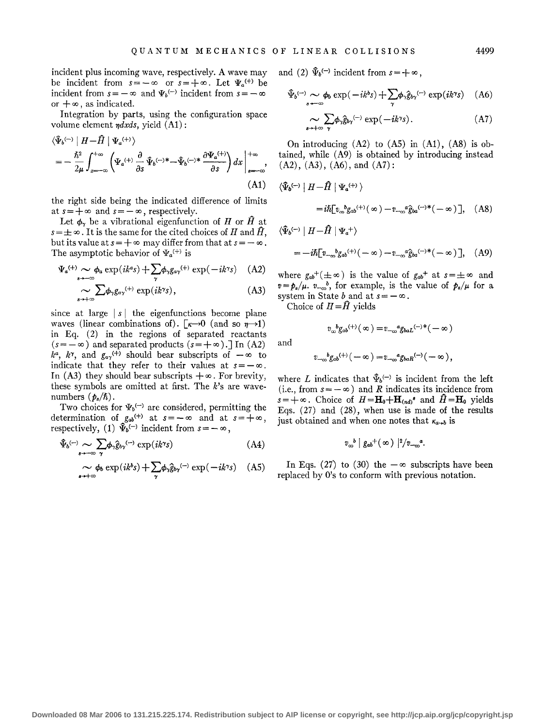incident plus incoming wave, respectively. A wave may be incident from $s=-\infty$ or $s=+\infty$. Let $\Psi_a^{(+)}$ be incident from $s=-\infty$ and $\Psi_b^{(-)}$ incident from $s=-\infty$ or $+\infty$, as indicated.

Integration by parts, using the configuration space volume element $\eta dxds$, yield (A1):

$$\langle\hat{\Psi}_b^{(-)}\mid H-\hat{H}\mid\Psi_a^{(+)}\rangle$$
$$=-\frac{\hbar^2}{2\mu}\int_{x=-\infty}^{+\infty}\left(\Psi_a^{(+)}\frac{\partial}{\partial s}\hat{\Psi}_b^{(-)*}-\hat{\Psi}_b^{(-)*}\frac{\partial\Psi_a^{(+)}}{\partial s}\right)dx\bigg|_{s=-\infty}^{+\infty}, \tag{A1}$$

the right side being the indicated difference of limits at $s=+\infty$ and $s=-\infty$, respectively.

Let $\phi_\gamma$ be a vibrational eigenfunction of $H$ or $\hat{H}$ at $s=\pm\infty$. It is the same for the cited choices of $H$ and $\hat{H}$, but its value at $s=+\infty$ may differ from that at $s=-\infty$. The asymptotic behavior of $\Psi_a^{(+)}$ is

$$\Psi_a^{(+)}\underset{s\to-\infty}{\sim}\phi_a\exp(ik^as)+\sum_\gamma\phi_\gamma g_{a\gamma}^{(+)}\exp(-ik^\gamma s) \tag{A2}$$

$$\underset{s\to+\infty}{\sim}\sum\phi_\gamma g_{a\gamma}^{(+)}\exp(ik^\gamma s), \tag{A3}$$

since at large $|s|$ the eigenfunctions become plane waves (linear combinations of). [$\kappa\to0$ (and so $\eta\to1$) in Eq. (2) in the regions of separated reactants ($s=-\infty$) and separated products ($s=+\infty$).] In (A2) $k^a$, $k^\gamma$, and $g_{a\gamma}^{(+)}$ should bear subscripts of $-\infty$ to indicate that they refer to their values at $s=-\infty$. In (A3) they should bear subscripts $+\infty$. For brevity, these symbols are omitted at first. The $k$'s are wavenumbers ($p_s/\hbar$).

Two choices for $\Psi_b^{(-)}$ are considered, permitting the determination of $g_{ab}^{(+)}$ at $s=-\infty$ and at $s=+\infty$, respectively, (1) $\hat{\Psi}_b^{(-)}$ incident from $s=-\infty$,

$$\hat{\Psi}_b^{(-)}\underset{s\to-\infty}{\sim}\sum_\gamma\phi_\gamma\hat{g}_{b\gamma}^{(-)}\exp(ik^\gamma s) \tag{A4}$$

$$\underset{s\to+\infty}{\sim}\phi_b\exp(ik^bs)+\sum_\gamma\phi_\gamma\hat{g}_{b\gamma}^{(-)}\exp(-ik^\gamma s) \tag{A5}$$

and (2) $\hat{\Psi}_b^{(-)}$ incident from $s=+\infty$,

$$\hat{\Psi}_b^{(-)}\underset{s\to-\infty}{\sim}\phi_b\exp(-ik^bs)+\sum_\gamma\phi_\gamma\hat{g}_{b\gamma}^{(-)}\exp(ik^\gamma s) \tag{A6}$$

$$\underset{s\to+\infty}{\sim}\sum_\gamma\phi_\gamma\hat{g}_{b\gamma}^{(-)}\exp(-ik^\gamma s). \tag{A7}$$

On introducing (A2) to (A5) in (A1), (A8) is obtained, while (A9) is obtained by introducing instead (A2), (A3), (A6), and (A7):

$$\langle\hat{\Psi}_b^{(-)}\mid H-\hat{H}\mid\Psi_a^{(+)}\rangle$$
$$=i\hbar[v_\infty{}^bg_{ab}^{(+)}(\infty)-v_{-\infty}{}^a\hat{g}_{ba}^{(-)*}(-\infty)], \tag{A8}$$

$$\langle\hat{\Psi}_b^{(-)}\mid H-\hat{H}\mid\Psi_a^{+}\rangle$$
$$=-i\hbar[v_{-\infty}{}^bg_{ab}^{(+)}(-\infty)-v_{-\infty}{}^a\hat{g}_{ba}^{(-)*}(-\infty)], \tag{A9}$$

where $g_{ab}^{+}(\pm\infty)$ is the value of $g_{ab}^{+}$ at $s=\pm\infty$ and $v=p_s/\mu$. $v_{-\infty}{}^b$, for example, is the value of $p_s/\mu$ for a system in State $b$ and at $s=-\infty$.

Choice of $H=\hat{H}$ yields

$$v_\infty{}^bg_{ab}^{(+)}(\infty)=v_{-\infty}{}^ag_{baL}^{(-)*}(-\infty)$$

and

$$v_{-\infty}{}^bg_{ab}^{(+)}(-\infty)=v_{-\infty}{}^ag_{baR}^{(-)}(-\infty),$$

where $L$ indicates that $\hat{\Psi}_b^{(-)}$ is incident from the left (i.e., from $s=-\infty$) and $R$ indicates its incidence from $s=+\infty$. Choice of $H=\mathbf{H}_0+\mathbf{H}_{(nd)}{}^s$ and $\hat{H}=\mathbf{H}_0$ yields Eqs. (27) and (28), when use is made of the results just obtained and when one notes that $\kappa_{a\to b}$ is

$$v_\infty{}^b\mid g_{ab}^{+}(\infty)\mid^2/v_{-\infty}{}^a.$$

In Eqs. (27) to (30) the $-\infty$ subscripts have been replaced by 0's to conform with previous notation.